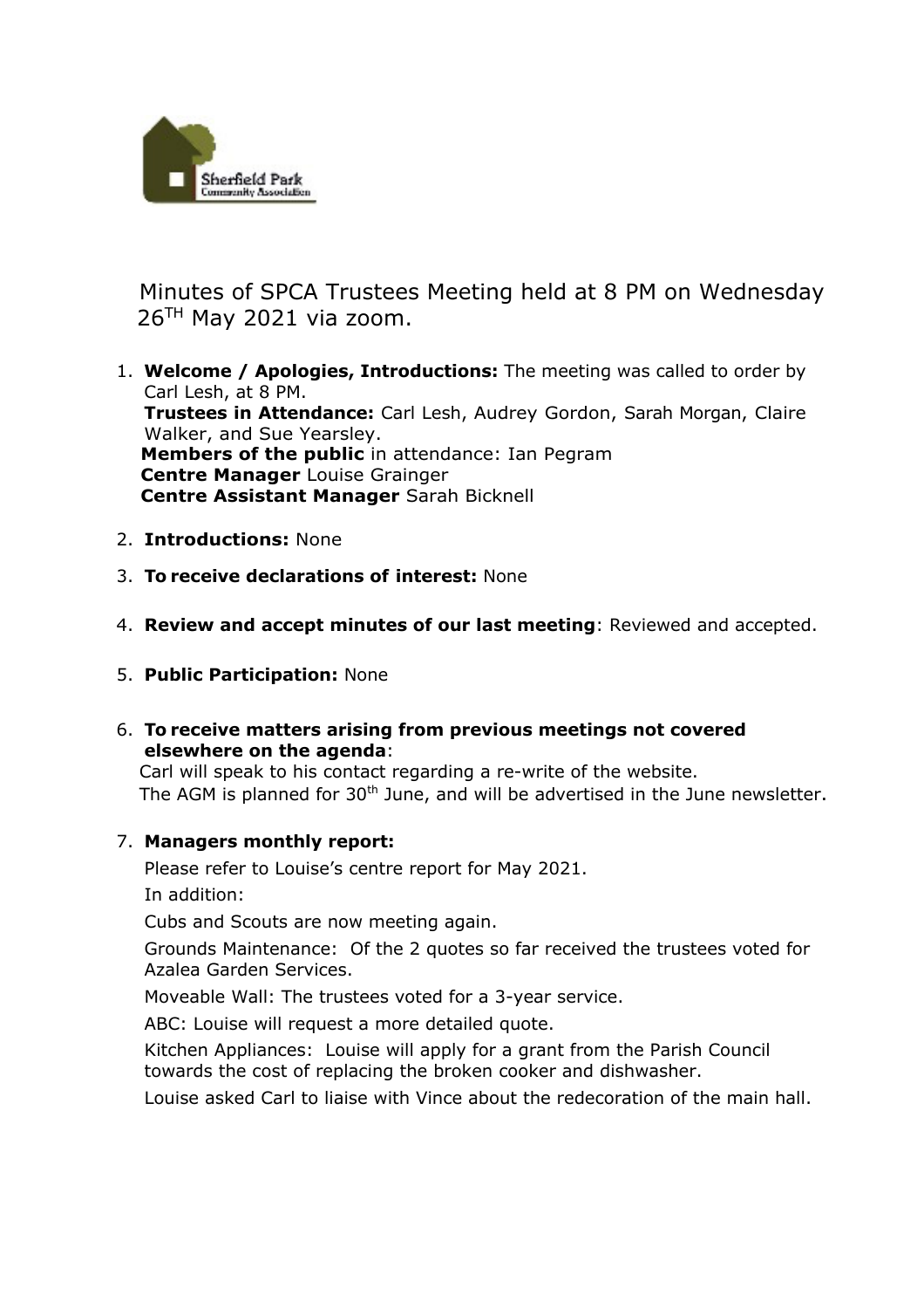Minutes of SPCA Trustees Meeting held at 8 PM on Wednesday 26TH May 2021 via zoom.

1. **Welcome / Apologies, Introductions:** The meeting was called to order by Carl Lesh, at 8 PM.
   **Trustees in Attendance:** Carl Lesh, Audrey Gordon, Sarah Morgan, Claire Walker, and Sue Yearsley.
   **Members of the public** in attendance: Ian Pegram
   **Centre Manager** Louise Grainger
   **Centre Assistant Manager** Sarah Bicknell

2. **Introductions:** None

3. **To receive declarations of interest:** None

4. **Review and accept minutes of our last meeting**: Reviewed and accepted.

5. **Public Participation:** None

6. **To receive matters arising from previous meetings not covered elsewhere on the agenda**:
   Carl will speak to his contact regarding a re-write of the website.
   The AGM is planned for 30th June, and will be advertised in the June newsletter.

7. **Managers monthly report:**

   Please refer to Louise's centre report for May 2021.

   In addition:

   Cubs and Scouts are now meeting again.

   Grounds Maintenance: Of the 2 quotes so far received the trustees voted for Azalea Garden Services.

   Moveable Wall: The trustees voted for a 3-year service.

   ABC: Louise will request a more detailed quote.

   Kitchen Appliances: Louise will apply for a grant from the Parish Council towards the cost of replacing the broken cooker and dishwasher.

   Louise asked Carl to liaise with Vince about the redecoration of the main hall.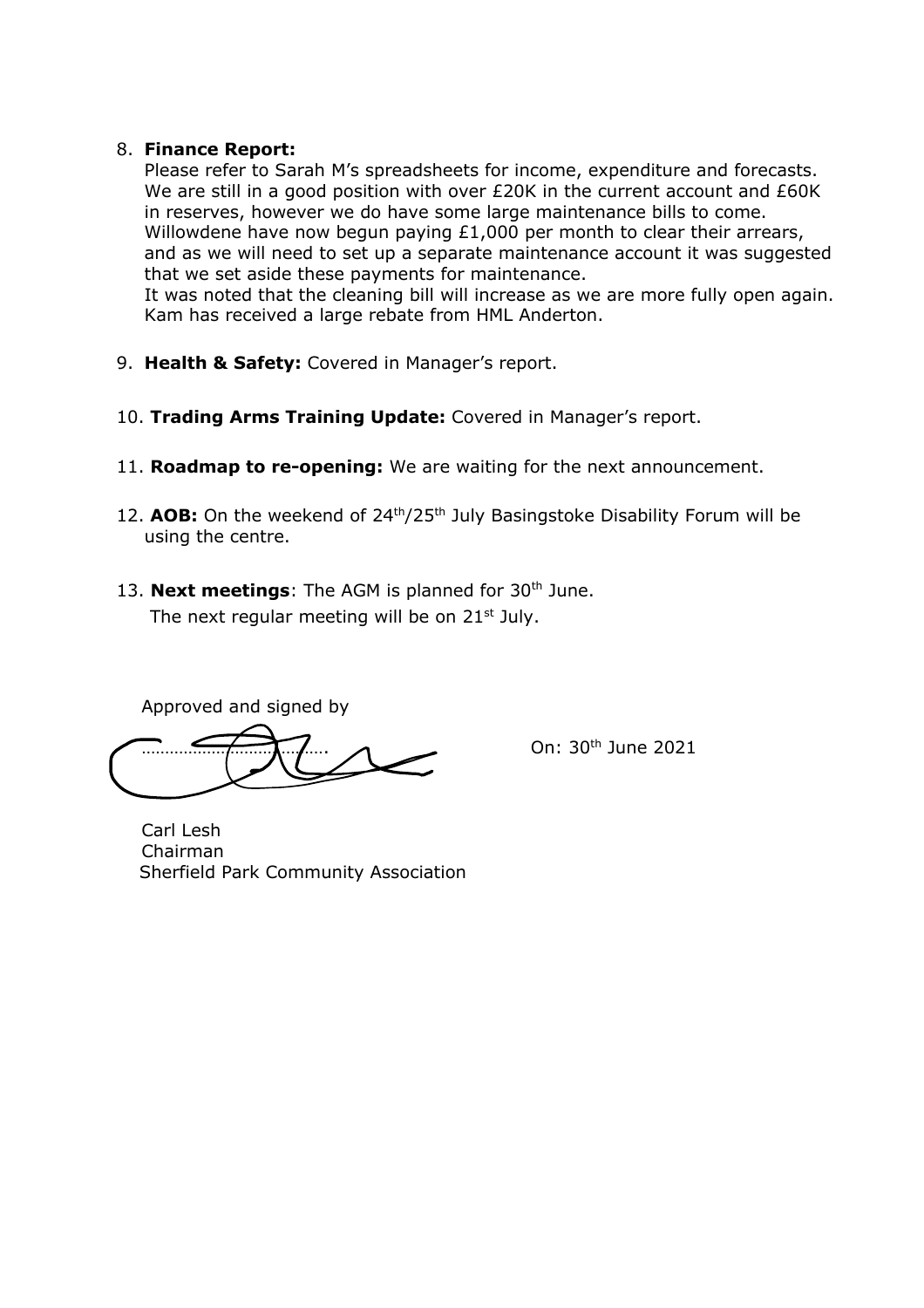8. **Finance Report:**
   Please refer to Sarah M's spreadsheets for income, expenditure and forecasts. We are still in a good position with over £20K in the current account and £60K in reserves, however we do have some large maintenance bills to come. Willowdene have now begun paying £1,000 per month to clear their arrears, and as we will need to set up a separate maintenance account it was suggested that we set aside these payments for maintenance.
   It was noted that the cleaning bill will increase as we are more fully open again. Kam has received a large rebate from HML Anderton.

9. **Health & Safety:** Covered in Manager's report.

10. **Trading Arms Training Update:** Covered in Manager's report.

11. **Roadmap to re-opening:** We are waiting for the next announcement.

12. **AOB:** On the weekend of 24th/25th July Basingstoke Disability Forum will be using the centre.

13. **Next meetings**: The AGM is planned for 30th June.
    The next regular meeting will be on 21st July.

Approved and signed by

………………………………….. On: 30th June 2021

Carl Lesh
Chairman
Sherfield Park Community Association